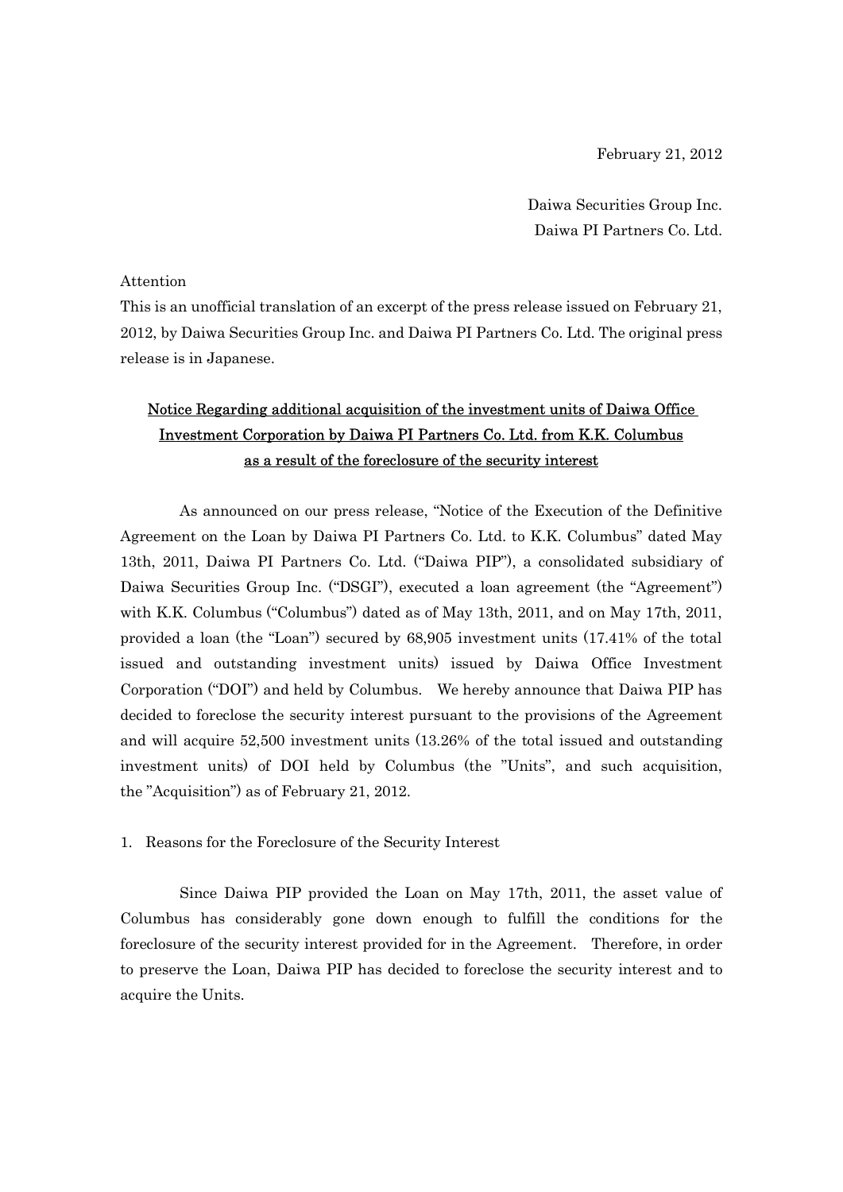February 21, 2012

Daiwa Securities Group Inc.
Daiwa PI Partners Co. Ltd.

Attention
This is an unofficial translation of an excerpt of the press release issued on February 21, 2012, by Daiwa Securities Group Inc. and Daiwa PI Partners Co. Ltd. The original press release is in Japanese.

# Notice Regarding additional acquisition of the investment units of Daiwa Office Investment Corporation by Daiwa PI Partners Co. Ltd. from K.K. Columbus as a result of the foreclosure of the security interest

As announced on our press release, "Notice of the Execution of the Definitive Agreement on the Loan by Daiwa PI Partners Co. Ltd. to K.K. Columbus" dated May 13th, 2011, Daiwa PI Partners Co. Ltd. ("Daiwa PIP"), a consolidated subsidiary of Daiwa Securities Group Inc. ("DSGI"), executed a loan agreement (the "Agreement") with K.K. Columbus ("Columbus") dated as of May 13th, 2011, and on May 17th, 2011, provided a loan (the "Loan") secured by 68,905 investment units (17.41% of the total issued and outstanding investment units) issued by Daiwa Office Investment Corporation ("DOI") and held by Columbus. We hereby announce that Daiwa PIP has decided to foreclose the security interest pursuant to the provisions of the Agreement and will acquire 52,500 investment units (13.26% of the total issued and outstanding investment units) of DOI held by Columbus (the "Units", and such acquisition, the "Acquisition") as of February 21, 2012.

## 1. Reasons for the Foreclosure of the Security Interest

Since Daiwa PIP provided the Loan on May 17th, 2011, the asset value of Columbus has considerably gone down enough to fulfill the conditions for the foreclosure of the security interest provided for in the Agreement. Therefore, in order to preserve the Loan, Daiwa PIP has decided to foreclose the security interest and to acquire the Units.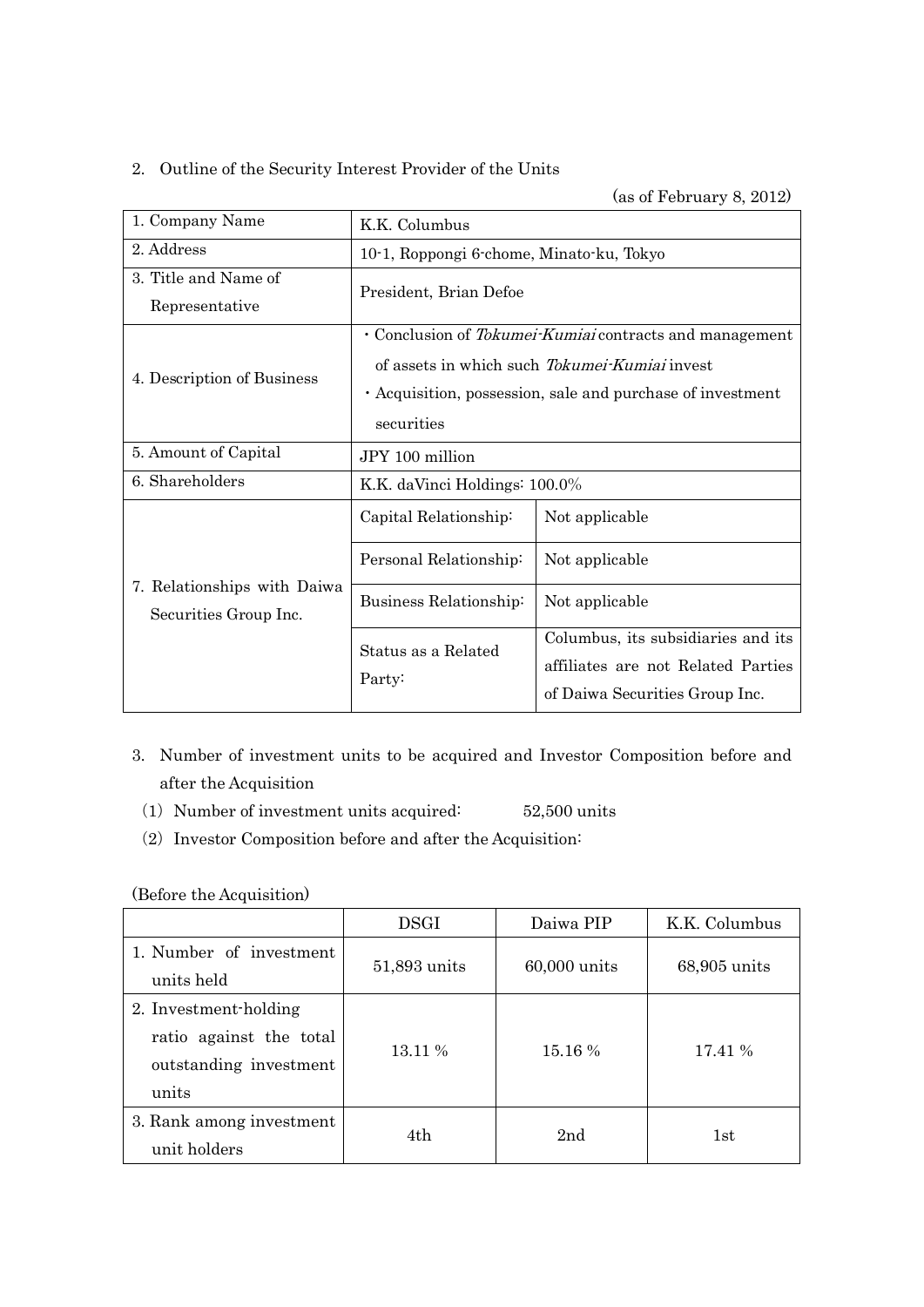2. Outline of the Security Interest Provider of the Units

(as of February 8, 2012)

| 1. Company Name | K.K. Columbus | |
|---|---|---|
| 2. Address | 10-1, Roppongi 6-chome, Minato-ku, Tokyo | |
| 3. Title and Name of Representative | President, Brian Defoe | |
| 4. Description of Business | ・Conclusion of *Tokumei-Kumiai* contracts and management of assets in which such *Tokumei-Kumiai* invest<br>・Acquisition, possession, sale and purchase of investment securities | |
| 5. Amount of Capital | JPY 100 million | |
| 6. Shareholders | K.K. daVinci Holdings: 100.0% | |
| 7. Relationships with Daiwa Securities Group Inc. | Capital Relationship: | Not applicable |
| | Personal Relationship: | Not applicable |
| | Business Relationship: | Not applicable |
| | Status as a Related Party: | Columbus, its subsidiaries and its affiliates are not Related Parties of Daiwa Securities Group Inc. |

3. Number of investment units to be acquired and Investor Composition before and after the Acquisition

(1) Number of investment units acquired: 52,500 units

(2) Investor Composition before and after the Acquisition:

(Before the Acquisition)

| | DSGI | Daiwa PIP | K.K. Columbus |
|---|---|---|---|
| 1. Number of investment units held | 51,893 units | 60,000 units | 68,905 units |
| 2. Investment-holding ratio against the total outstanding investment units | 13.11 % | 15.16 % | 17.41 % |
| 3. Rank among investment unit holders | 4th | 2nd | 1st |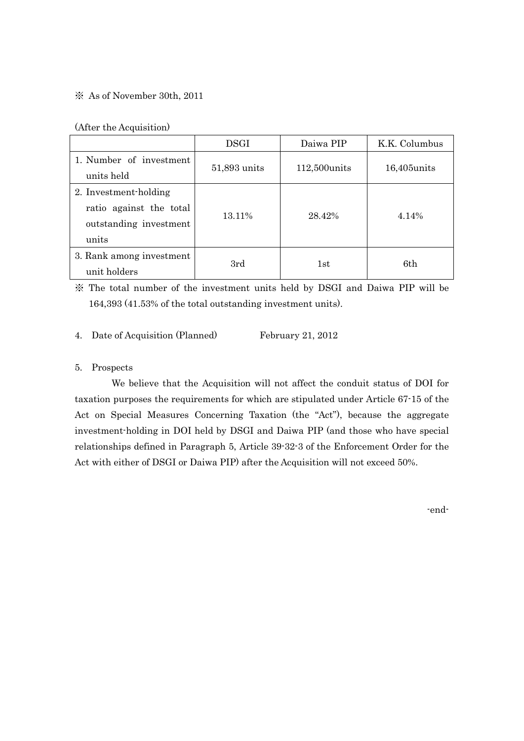※ As of November 30th, 2011

(After the Acquisition)

| | DSGI | Daiwa PIP | K.K. Columbus |
|---|---|---|---|
| 1. Number of investment units held | 51,893 units | 112,500units | 16,405units |
| 2. Investment-holding ratio against the total outstanding investment units | 13.11% | 28.42% | 4.14% |
| 3. Rank among investment unit holders | 3rd | 1st | 6th |

※ The total number of the investment units held by DSGI and Daiwa PIP will be 164,393 (41.53% of the total outstanding investment units).

4. Date of Acquisition (Planned) February 21, 2012

5. Prospects

We believe that the Acquisition will not affect the conduit status of DOI for taxation purposes the requirements for which are stipulated under Article 67-15 of the Act on Special Measures Concerning Taxation (the "Act"), because the aggregate investment-holding in DOI held by DSGI and Daiwa PIP (and those who have special relationships defined in Paragraph 5, Article 39-32-3 of the Enforcement Order for the Act with either of DSGI or Daiwa PIP) after the Acquisition will not exceed 50%.

-end-